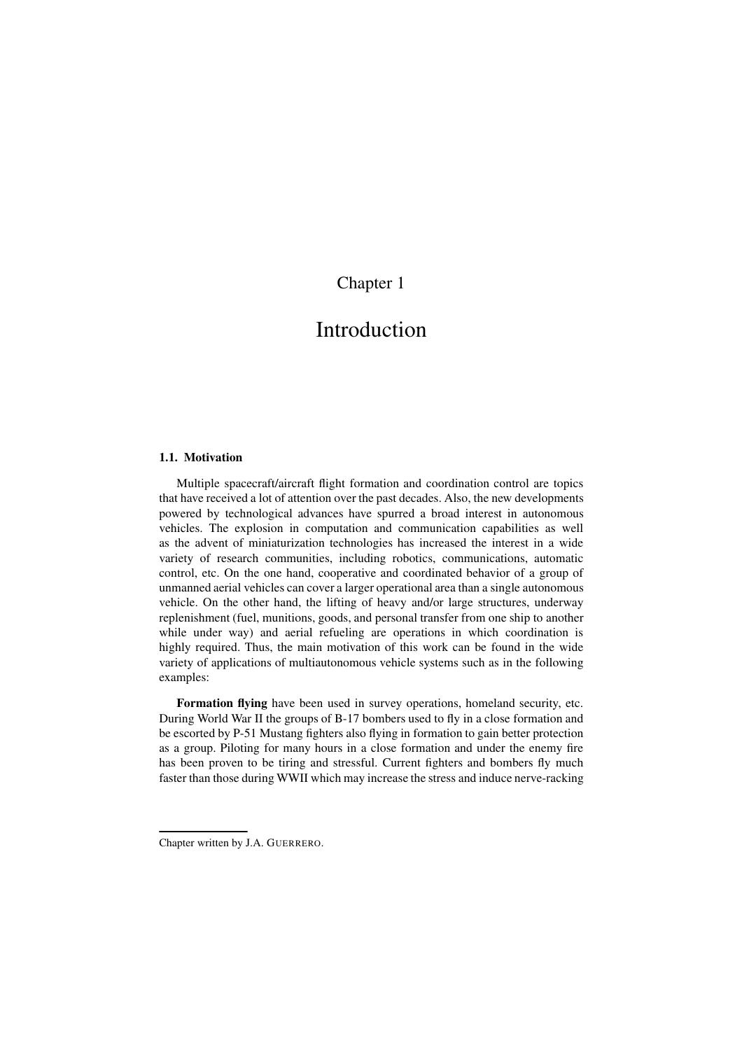# Chapter 1

# Introduction

## 1.1. Motivation

Multiple spacecraft/aircraft flight formation and coordination control are topics that have received a lot of attention over the past decades. Also, the new developments powered by technological advances have spurred a broad interest in autonomous vehicles. The explosion in computation and communication capabilities as well as the advent of miniaturization technologies has increased the interest in a wide variety of research communities, including robotics, communications, automatic control, etc. On the one hand, cooperative and coordinated behavior of a group of unmanned aerial vehicles can cover a larger operational area than a single autonomous vehicle. On the other hand, the lifting of heavy and/or large structures, underway replenishment (fuel, munitions, goods, and personal transfer from one ship to another while under way) and aerial refueling are operations in which coordination is highly required. Thus, the main motivation of this work can be found in the wide variety of applications of multiautonomous vehicle systems such as in the following examples:

**Formation flying** have been used in survey operations, homeland security, etc. During World War II the groups of B-17 bombers used to fly in a close formation and be escorted by P-51 Mustang fighters also flying in formation to gain better protection as a group. Piloting for many hours in a close formation and under the enemy fire has been proven to be tiring and stressful. Current fighters and bombers fly much faster than those during WWII which may increase the stress and induce nerve-racking

Chapter written by J.A. GUERRERO.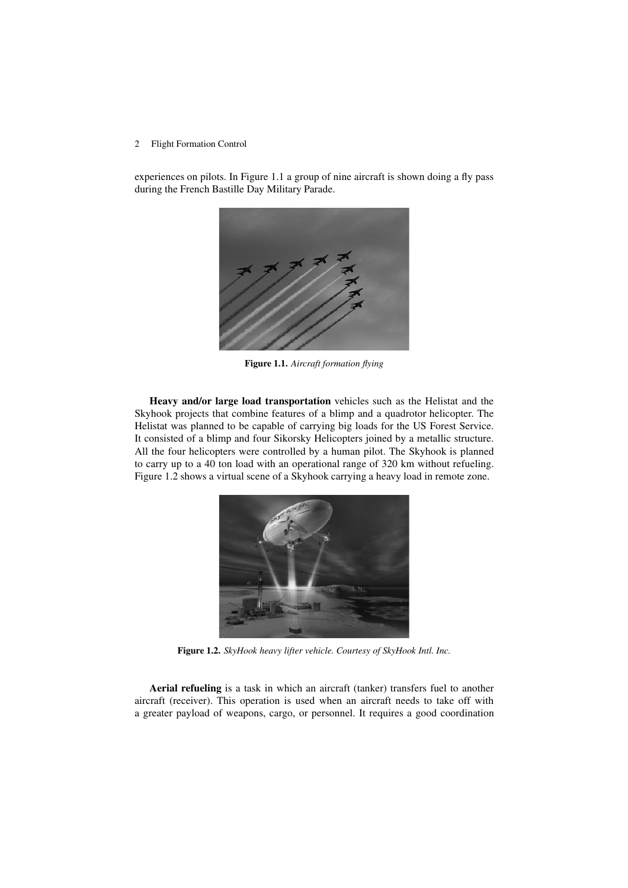experiences on pilots. In Figure 1.1 a group of nine aircraft is shown doing a fly pass during the French Bastille Day Military Parade.

**Figure 1.1.** *Aircraft formation flying*

**Heavy and/or large load transportation** vehicles such as the Helistat and the Skyhook projects that combine features of a blimp and a quadrotor helicopter. The Helistat was planned to be capable of carrying big loads for the US Forest Service. It consisted of a blimp and four Sikorsky Helicopters joined by a metallic structure. All the four helicopters were controlled by a human pilot. The Skyhook is planned to carry up to a 40 ton load with an operational range of 320 km without refueling. Figure 1.2 shows a virtual scene of a Skyhook carrying a heavy load in remote zone.

**Figure 1.2.** *SkyHook heavy lifter vehicle. Courtesy of SkyHook Intl. Inc.*

**Aerial refueling** is a task in which an aircraft (tanker) transfers fuel to another aircraft (receiver). This operation is used when an aircraft needs to take off with a greater payload of weapons, cargo, or personnel. It requires a good coordination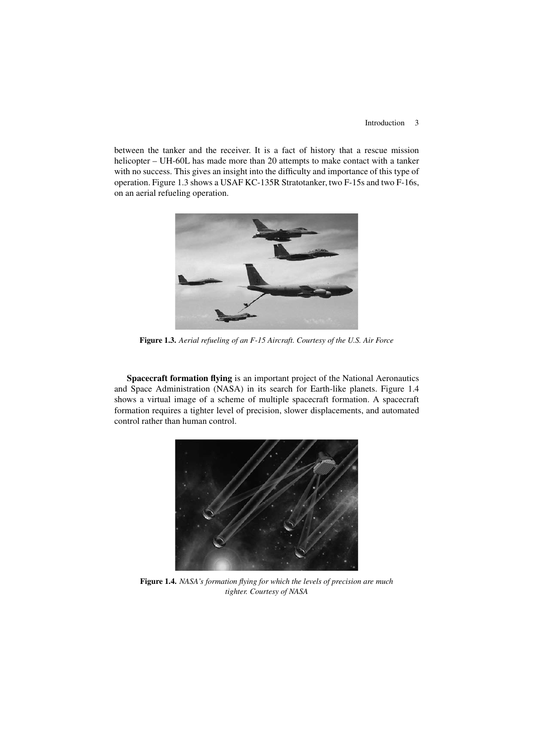between the tanker and the receiver. It is a fact of history that a rescue mission helicopter – UH-60L has made more than 20 attempts to make contact with a tanker with no success. This gives an insight into the difficulty and importance of this type of operation. Figure 1.3 shows a USAF KC-135R Stratotanker, two F-15s and two F-16s, on an aerial refueling operation.

**Figure 1.3.** *Aerial refueling of an F-15 Aircraft. Courtesy of the U.S. Air Force*

**Spacecraft formation flying** is an important project of the National Aeronautics and Space Administration (NASA) in its search for Earth-like planets. Figure 1.4 shows a virtual image of a scheme of multiple spacecraft formation. A spacecraft formation requires a tighter level of precision, slower displacements, and automated control rather than human control.

**Figure 1.4.** *NASA's formation flying for which the levels of precision are much tighter. Courtesy of NASA*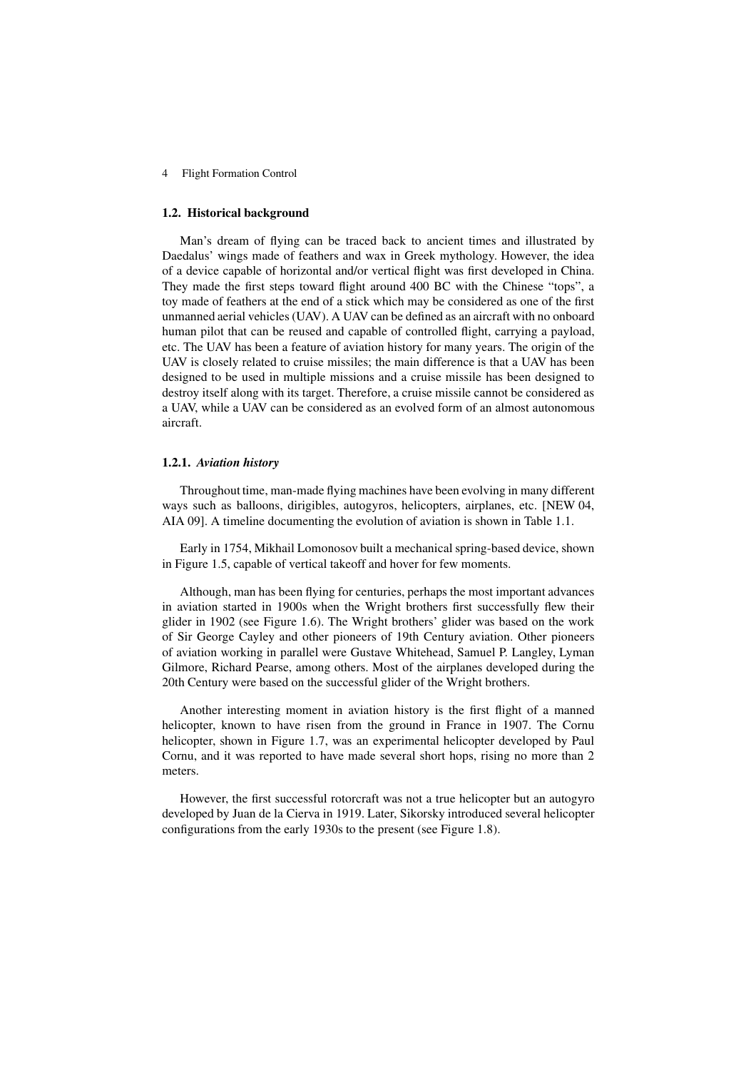## 1.2. Historical background

Man's dream of flying can be traced back to ancient times and illustrated by Daedalus' wings made of feathers and wax in Greek mythology. However, the idea of a device capable of horizontal and/or vertical flight was first developed in China. They made the first steps toward flight around 400 BC with the Chinese "tops", a toy made of feathers at the end of a stick which may be considered as one of the first unmanned aerial vehicles (UAV). A UAV can be defined as an aircraft with no onboard human pilot that can be reused and capable of controlled flight, carrying a payload, etc. The UAV has been a feature of aviation history for many years. The origin of the UAV is closely related to cruise missiles; the main difference is that a UAV has been designed to be used in multiple missions and a cruise missile has been designed to destroy itself along with its target. Therefore, a cruise missile cannot be considered as a UAV, while a UAV can be considered as an evolved form of an almost autonomous aircraft.

### 1.2.1. *Aviation history*

Throughout time, man-made flying machines have been evolving in many different ways such as balloons, dirigibles, autogyros, helicopters, airplanes, etc. [NEW 04, AIA 09]. A timeline documenting the evolution of aviation is shown in Table 1.1.

Early in 1754, Mikhail Lomonosov built a mechanical spring-based device, shown in Figure 1.5, capable of vertical takeoff and hover for few moments.

Although, man has been flying for centuries, perhaps the most important advances in aviation started in 1900s when the Wright brothers first successfully flew their glider in 1902 (see Figure 1.6). The Wright brothers' glider was based on the work of Sir George Cayley and other pioneers of 19th Century aviation. Other pioneers of aviation working in parallel were Gustave Whitehead, Samuel P. Langley, Lyman Gilmore, Richard Pearse, among others. Most of the airplanes developed during the 20th Century were based on the successful glider of the Wright brothers.

Another interesting moment in aviation history is the first flight of a manned helicopter, known to have risen from the ground in France in 1907. The Cornu helicopter, shown in Figure 1.7, was an experimental helicopter developed by Paul Cornu, and it was reported to have made several short hops, rising no more than 2 meters.

However, the first successful rotorcraft was not a true helicopter but an autogyro developed by Juan de la Cierva in 1919. Later, Sikorsky introduced several helicopter configurations from the early 1930s to the present (see Figure 1.8).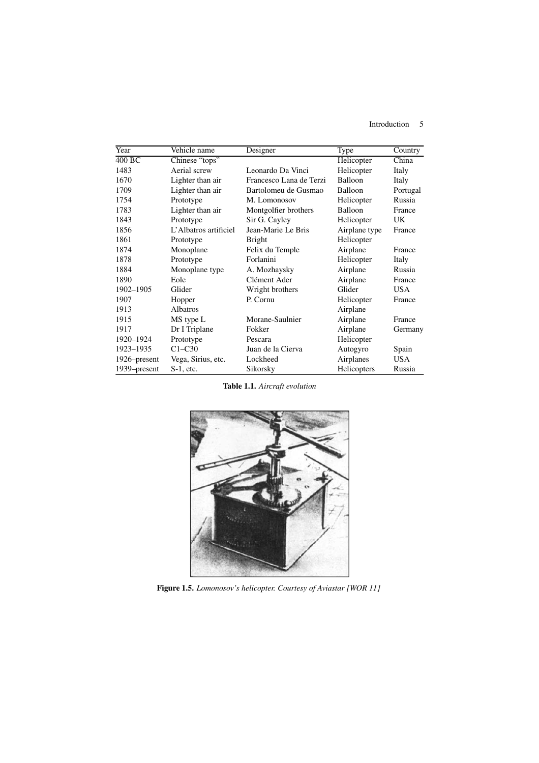| Year | Vehicle name | Designer | Type | Country |
|---|---|---|---|---|
| 400 BC | Chinese "tops" | | Helicopter | China |
| 1483 | Aerial screw | Leonardo Da Vinci | Helicopter | Italy |
| 1670 | Lighter than air | Francesco Lana de Terzi | Balloon | Italy |
| 1709 | Lighter than air | Bartolomeu de Gusmao | Balloon | Portugal |
| 1754 | Prototype | M. Lomonosov | Helicopter | Russia |
| 1783 | Lighter than air | Montgolfier brothers | Balloon | France |
| 1843 | Prototype | Sir G. Cayley | Helicopter | UK |
| 1856 | L'Albatros artificiel | Jean-Marie Le Bris | Airplane type | France |
| 1861 | Prototype | Bright | Helicopter | |
| 1874 | Monoplane | Felix du Temple | Airplane | France |
| 1878 | Prototype | Forlanini | Helicopter | Italy |
| 1884 | Monoplane type | A. Mozhaysky | Airplane | Russia |
| 1890 | Eole | Clément Ader | Airplane | France |
| 1902–1905 | Glider | Wright brothers | Glider | USA |
| 1907 | Hopper | P. Cornu | Helicopter | France |
| 1913 | Albatros | | Airplane | |
| 1915 | MS type L | Morane-Saulnier | Airplane | France |
| 1917 | Dr I Triplane | Fokker | Airplane | Germany |
| 1920–1924 | Prototype | Pescara | Helicopter | |
| 1923–1935 | C1–C30 | Juan de la Cierva | Autogyro | Spain |
| 1926–present | Vega, Sirius, etc. | Lockheed | Airplanes | USA |
| 1939–present | S-1, etc. | Sikorsky | Helicopters | Russia |

**Table 1.1.** *Aircraft evolution*

**Figure 1.5.** *Lomonosov's helicopter. Courtesy of Aviastar [WOR 11]*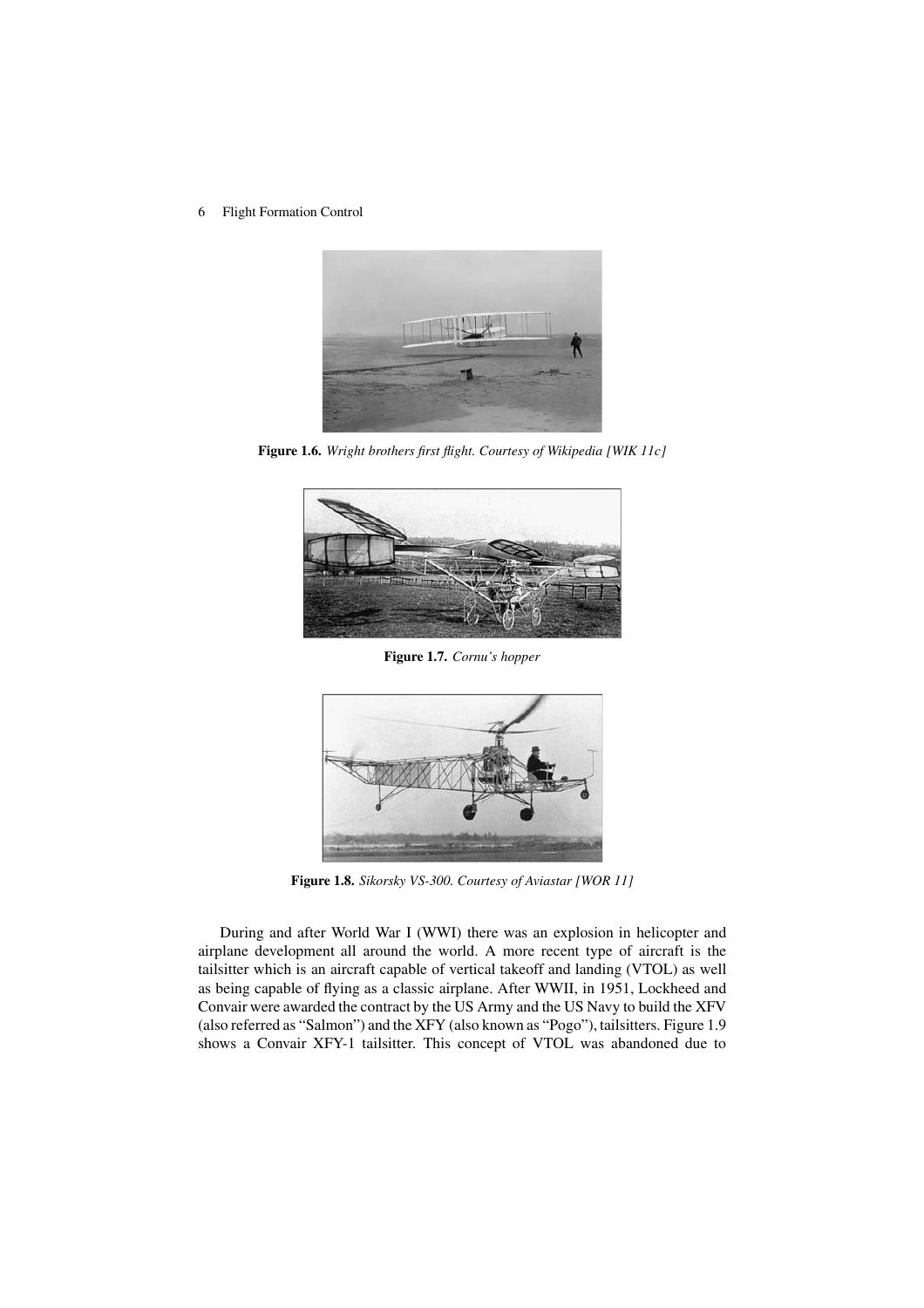**Figure 1.6.** *Wright brothers first flight. Courtesy of Wikipedia [WIK 11c]*

**Figure 1.7.** *Cornu's hopper*

**Figure 1.8.** *Sikorsky VS-300. Courtesy of Aviastar [WOR 11]*

During and after World War I (WWI) there was an explosion in helicopter and airplane development all around the world. A more recent type of aircraft is the tailsitter which is an aircraft capable of vertical takeoff and landing (VTOL) as well as being capable of flying as a classic airplane. After WWII, in 1951, Lockheed and Convair were awarded the contract by the US Army and the US Navy to build the XFV (also referred as "Salmon") and the XFY (also known as "Pogo"), tailsitters. Figure 1.9 shows a Convair XFY-1 tailsitter. This concept of VTOL was abandoned due to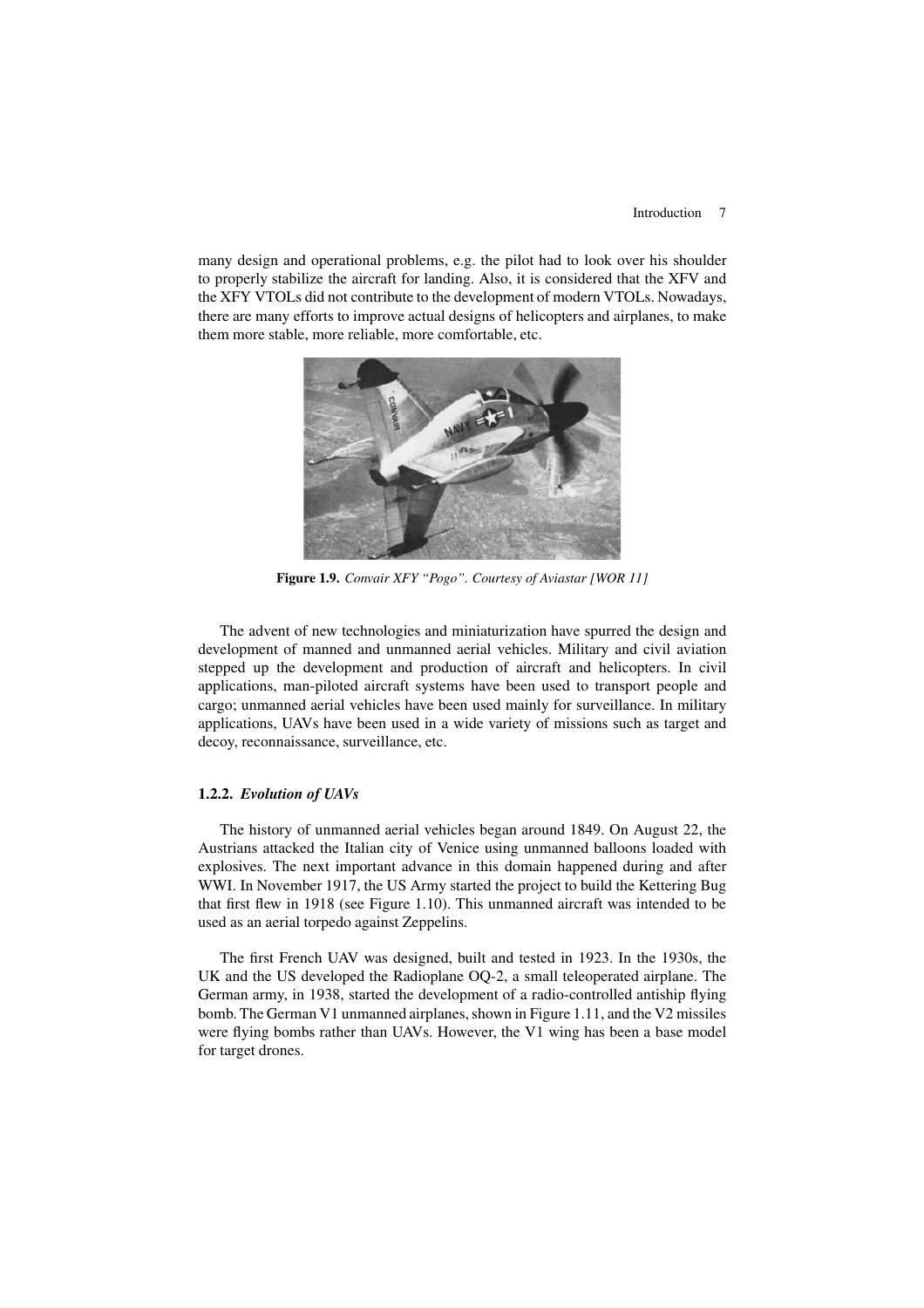many design and operational problems, e.g. the pilot had to look over his shoulder to properly stabilize the aircraft for landing. Also, it is considered that the XFV and the XFY VTOLs did not contribute to the development of modern VTOLs. Nowadays, there are many efforts to improve actual designs of helicopters and airplanes, to make them more stable, more reliable, more comfortable, etc.

**Figure 1.9.** *Convair XFY "Pogo". Courtesy of Aviastar [WOR 11]*

The advent of new technologies and miniaturization have spurred the design and development of manned and unmanned aerial vehicles. Military and civil aviation stepped up the development and production of aircraft and helicopters. In civil applications, man-piloted aircraft systems have been used to transport people and cargo; unmanned aerial vehicles have been used mainly for surveillance. In military applications, UAVs have been used in a wide variety of missions such as target and decoy, reconnaissance, surveillance, etc.

### 1.2.2. *Evolution of UAVs*

The history of unmanned aerial vehicles began around 1849. On August 22, the Austrians attacked the Italian city of Venice using unmanned balloons loaded with explosives. The next important advance in this domain happened during and after WWI. In November 1917, the US Army started the project to build the Kettering Bug that first flew in 1918 (see Figure 1.10). This unmanned aircraft was intended to be used as an aerial torpedo against Zeppelins.

The first French UAV was designed, built and tested in 1923. In the 1930s, the UK and the US developed the Radioplane OQ-2, a small teleoperated airplane. The German army, in 1938, started the development of a radio-controlled antiship flying bomb. The German V1 unmanned airplanes, shown in Figure 1.11, and the V2 missiles were flying bombs rather than UAVs. However, the V1 wing has been a base model for target drones.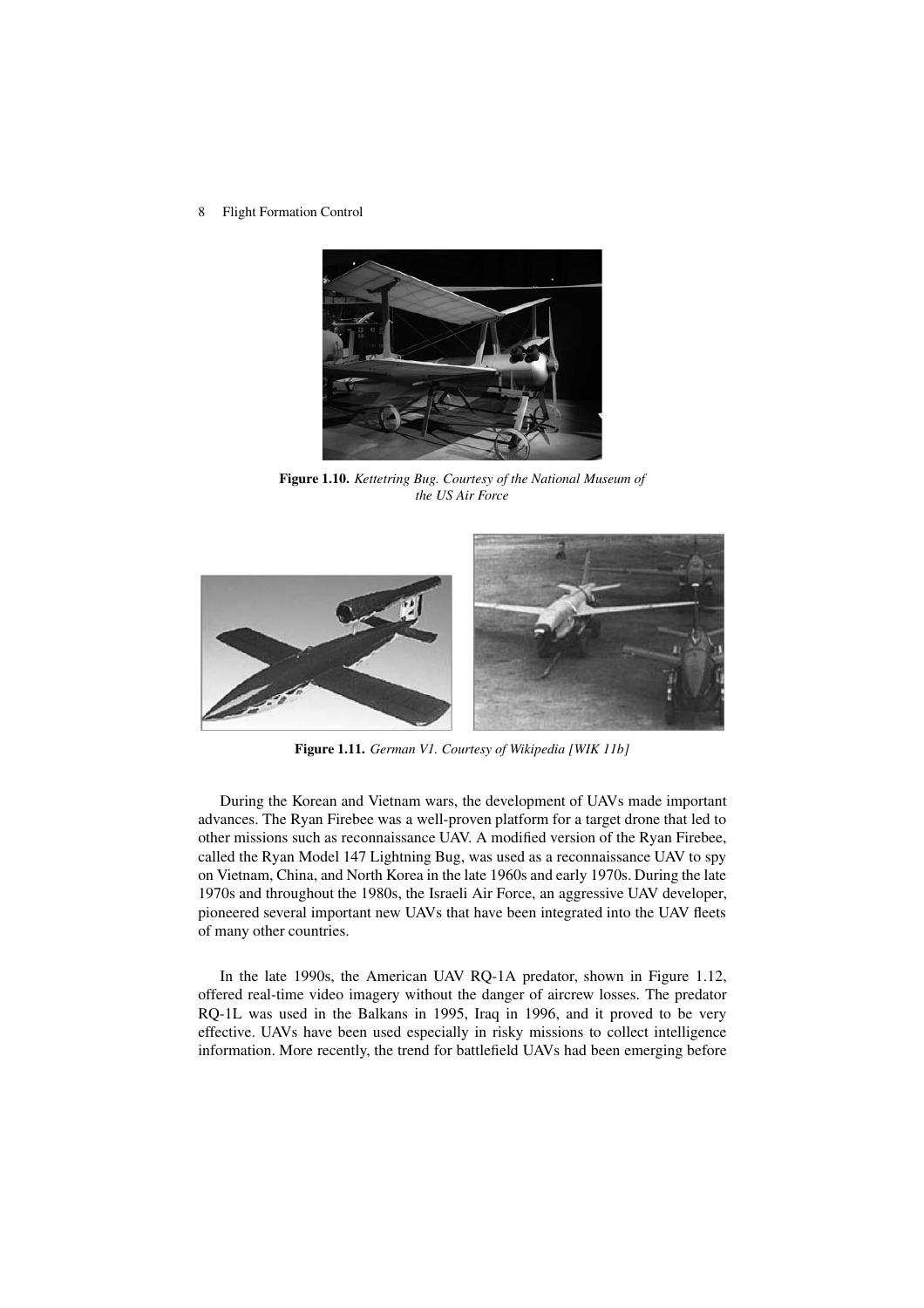**Figure 1.10.** *Kettetring Bug. Courtesy of the National Museum of the US Air Force*

**Figure 1.11.** *German V1. Courtesy of Wikipedia [WIK 11b]*

During the Korean and Vietnam wars, the development of UAVs made important advances. The Ryan Firebee was a well-proven platform for a target drone that led to other missions such as reconnaissance UAV. A modified version of the Ryan Firebee, called the Ryan Model 147 Lightning Bug, was used as a reconnaissance UAV to spy on Vietnam, China, and North Korea in the late 1960s and early 1970s. During the late 1970s and throughout the 1980s, the Israeli Air Force, an aggressive UAV developer, pioneered several important new UAVs that have been integrated into the UAV fleets of many other countries.

In the late 1990s, the American UAV RQ-1A predator, shown in Figure 1.12, offered real-time video imagery without the danger of aircrew losses. The predator RQ-1L was used in the Balkans in 1995, Iraq in 1996, and it proved to be very effective. UAVs have been used especially in risky missions to collect intelligence information. More recently, the trend for battlefield UAVs had been emerging before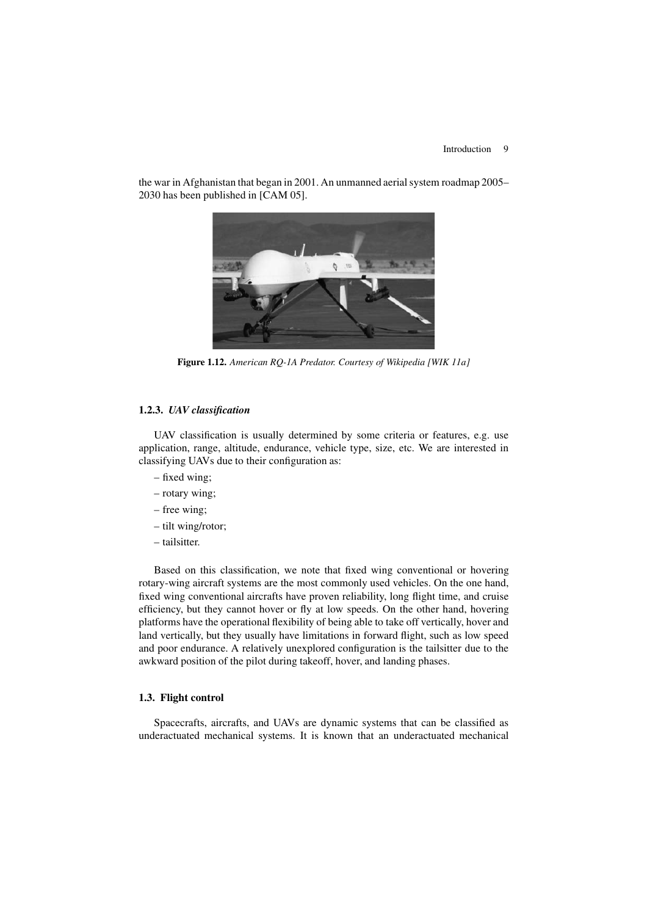the war in Afghanistan that began in 2001. An unmanned aerial system roadmap 2005–2030 has been published in [CAM 05].

**Figure 1.12.** *American RQ-1A Predator. Courtesy of Wikipedia [WIK 11a]*

### 1.2.3. *UAV classification*

UAV classification is usually determined by some criteria or features, e.g. use application, range, altitude, endurance, vehicle type, size, etc. We are interested in classifying UAVs due to their configuration as:

– fixed wing;

– rotary wing;

– free wing;

– tilt wing/rotor;

– tailsitter.

Based on this classification, we note that fixed wing conventional or hovering rotary-wing aircraft systems are the most commonly used vehicles. On the one hand, fixed wing conventional aircrafts have proven reliability, long flight time, and cruise efficiency, but they cannot hover or fly at low speeds. On the other hand, hovering platforms have the operational flexibility of being able to take off vertically, hover and land vertically, but they usually have limitations in forward flight, such as low speed and poor endurance. A relatively unexplored configuration is the tailsitter due to the awkward position of the pilot during takeoff, hover, and landing phases.

## 1.3. Flight control

Spacecrafts, aircrafts, and UAVs are dynamic systems that can be classified as underactuated mechanical systems. It is known that an underactuated mechanical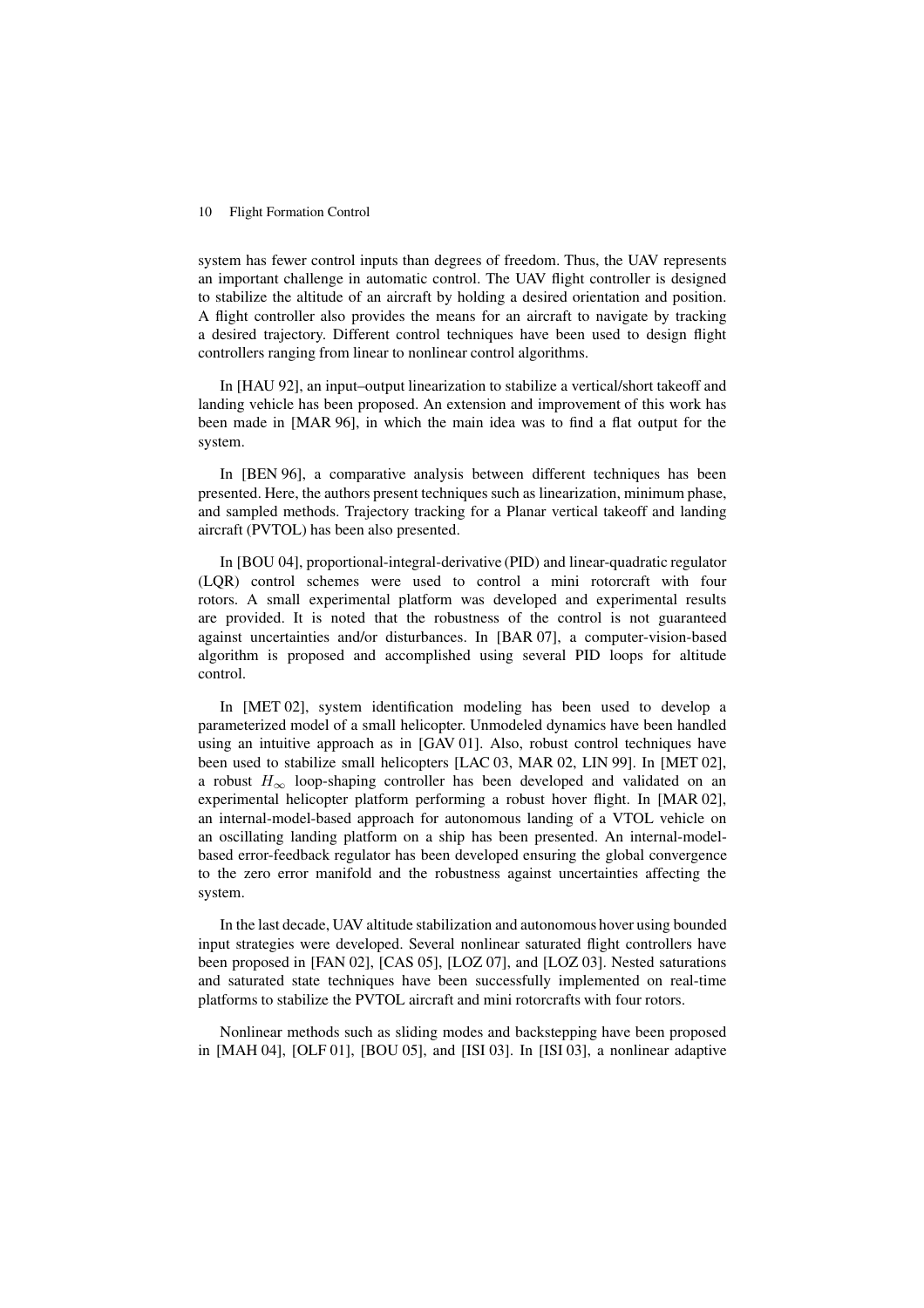system has fewer control inputs than degrees of freedom. Thus, the UAV represents an important challenge in automatic control. The UAV flight controller is designed to stabilize the altitude of an aircraft by holding a desired orientation and position. A flight controller also provides the means for an aircraft to navigate by tracking a desired trajectory. Different control techniques have been used to design flight controllers ranging from linear to nonlinear control algorithms.

In [HAU 92], an input–output linearization to stabilize a vertical/short takeoff and landing vehicle has been proposed. An extension and improvement of this work has been made in [MAR 96], in which the main idea was to find a flat output for the system.

In [BEN 96], a comparative analysis between different techniques has been presented. Here, the authors present techniques such as linearization, minimum phase, and sampled methods. Trajectory tracking for a Planar vertical takeoff and landing aircraft (PVTOL) has been also presented.

In [BOU 04], proportional-integral-derivative (PID) and linear-quadratic regulator (LQR) control schemes were used to control a mini rotorcraft with four rotors. A small experimental platform was developed and experimental results are provided. It is noted that the robustness of the control is not guaranteed against uncertainties and/or disturbances. In [BAR 07], a computer-vision-based algorithm is proposed and accomplished using several PID loops for altitude control.

In [MET 02], system identification modeling has been used to develop a parameterized model of a small helicopter. Unmodeled dynamics have been handled using an intuitive approach as in [GAV 01]. Also, robust control techniques have been used to stabilize small helicopters [LAC 03, MAR 02, LIN 99]. In [MET 02], a robust $H_\infty$ loop-shaping controller has been developed and validated on an experimental helicopter platform performing a robust hover flight. In [MAR 02], an internal-model-based approach for autonomous landing of a VTOL vehicle on an oscillating landing platform on a ship has been presented. An internal-model-based error-feedback regulator has been developed ensuring the global convergence to the zero error manifold and the robustness against uncertainties affecting the system.

In the last decade, UAV altitude stabilization and autonomous hover using bounded input strategies were developed. Several nonlinear saturated flight controllers have been proposed in [FAN 02], [CAS 05], [LOZ 07], and [LOZ 03]. Nested saturations and saturated state techniques have been successfully implemented on real-time platforms to stabilize the PVTOL aircraft and mini rotorcrafts with four rotors.

Nonlinear methods such as sliding modes and backstepping have been proposed in [MAH 04], [OLF 01], [BOU 05], and [ISI 03]. In [ISI 03], a nonlinear adaptive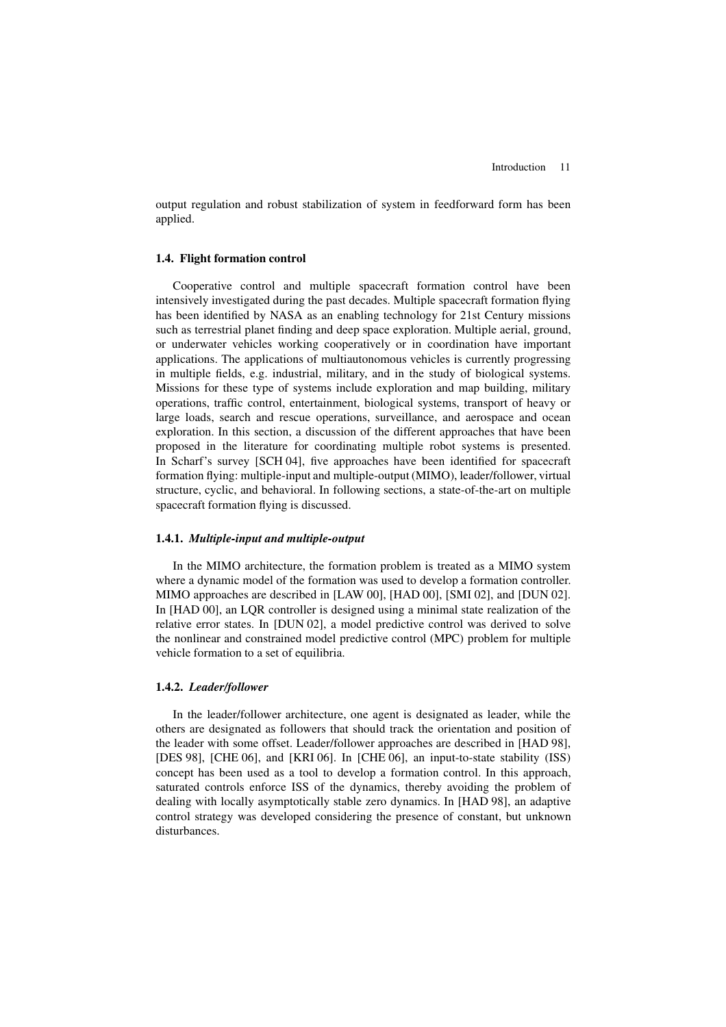output regulation and robust stabilization of system in feedforward form has been applied.

### 1.4. Flight formation control

Cooperative control and multiple spacecraft formation control have been intensively investigated during the past decades. Multiple spacecraft formation flying has been identified by NASA as an enabling technology for 21st Century missions such as terrestrial planet finding and deep space exploration. Multiple aerial, ground, or underwater vehicles working cooperatively or in coordination have important applications. The applications of multiautonomous vehicles is currently progressing in multiple fields, e.g. industrial, military, and in the study of biological systems. Missions for these type of systems include exploration and map building, military operations, traffic control, entertainment, biological systems, transport of heavy or large loads, search and rescue operations, surveillance, and aerospace and ocean exploration. In this section, a discussion of the different approaches that have been proposed in the literature for coordinating multiple robot systems is presented. In Scharf's survey [SCH 04], five approaches have been identified for spacecraft formation flying: multiple-input and multiple-output (MIMO), leader/follower, virtual structure, cyclic, and behavioral. In following sections, a state-of-the-art on multiple spacecraft formation flying is discussed.

#### 1.4.1. *Multiple-input and multiple-output*

In the MIMO architecture, the formation problem is treated as a MIMO system where a dynamic model of the formation was used to develop a formation controller. MIMO approaches are described in [LAW 00], [HAD 00], [SMI 02], and [DUN 02]. In [HAD 00], an LQR controller is designed using a minimal state realization of the relative error states. In [DUN 02], a model predictive control was derived to solve the nonlinear and constrained model predictive control (MPC) problem for multiple vehicle formation to a set of equilibria.

#### 1.4.2. *Leader/follower*

In the leader/follower architecture, one agent is designated as leader, while the others are designated as followers that should track the orientation and position of the leader with some offset. Leader/follower approaches are described in [HAD 98], [DES 98], [CHE 06], and [KRI 06]. In [CHE 06], an input-to-state stability (ISS) concept has been used as a tool to develop a formation control. In this approach, saturated controls enforce ISS of the dynamics, thereby avoiding the problem of dealing with locally asymptotically stable zero dynamics. In [HAD 98], an adaptive control strategy was developed considering the presence of constant, but unknown disturbances.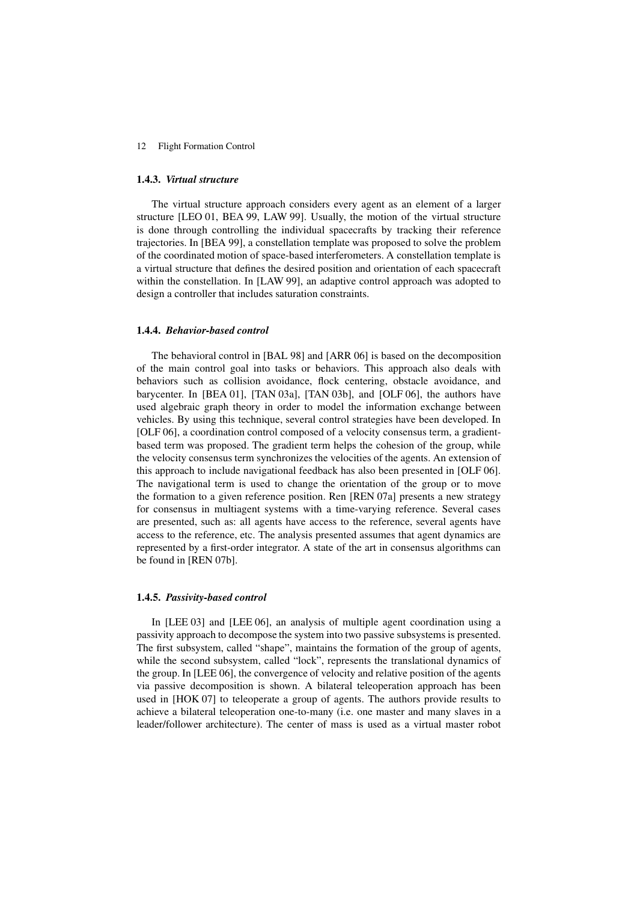### 1.4.3. *Virtual structure*

The virtual structure approach considers every agent as an element of a larger structure [LEO 01, BEA 99, LAW 99]. Usually, the motion of the virtual structure is done through controlling the individual spacecrafts by tracking their reference trajectories. In [BEA 99], a constellation template was proposed to solve the problem of the coordinated motion of space-based interferometers. A constellation template is a virtual structure that defines the desired position and orientation of each spacecraft within the constellation. In [LAW 99], an adaptive control approach was adopted to design a controller that includes saturation constraints.

### 1.4.4. *Behavior-based control*

The behavioral control in [BAL 98] and [ARR 06] is based on the decomposition of the main control goal into tasks or behaviors. This approach also deals with behaviors such as collision avoidance, flock centering, obstacle avoidance, and barycenter. In [BEA 01], [TAN 03a], [TAN 03b], and [OLF 06], the authors have used algebraic graph theory in order to model the information exchange between vehicles. By using this technique, several control strategies have been developed. In [OLF 06], a coordination control composed of a velocity consensus term, a gradient-based term was proposed. The gradient term helps the cohesion of the group, while the velocity consensus term synchronizes the velocities of the agents. An extension of this approach to include navigational feedback has also been presented in [OLF 06]. The navigational term is used to change the orientation of the group or to move the formation to a given reference position. Ren [REN 07a] presents a new strategy for consensus in multiagent systems with a time-varying reference. Several cases are presented, such as: all agents have access to the reference, several agents have access to the reference, etc. The analysis presented assumes that agent dynamics are represented by a first-order integrator. A state of the art in consensus algorithms can be found in [REN 07b].

### 1.4.5. *Passivity-based control*

In [LEE 03] and [LEE 06], an analysis of multiple agent coordination using a passivity approach to decompose the system into two passive subsystems is presented. The first subsystem, called "shape", maintains the formation of the group of agents, while the second subsystem, called "lock", represents the translational dynamics of the group. In [LEE 06], the convergence of velocity and relative position of the agents via passive decomposition is shown. A bilateral teleoperation approach has been used in [HOK 07] to teleoperate a group of agents. The authors provide results to achieve a bilateral teleoperation one-to-many (i.e. one master and many slaves in a leader/follower architecture). The center of mass is used as a virtual master robot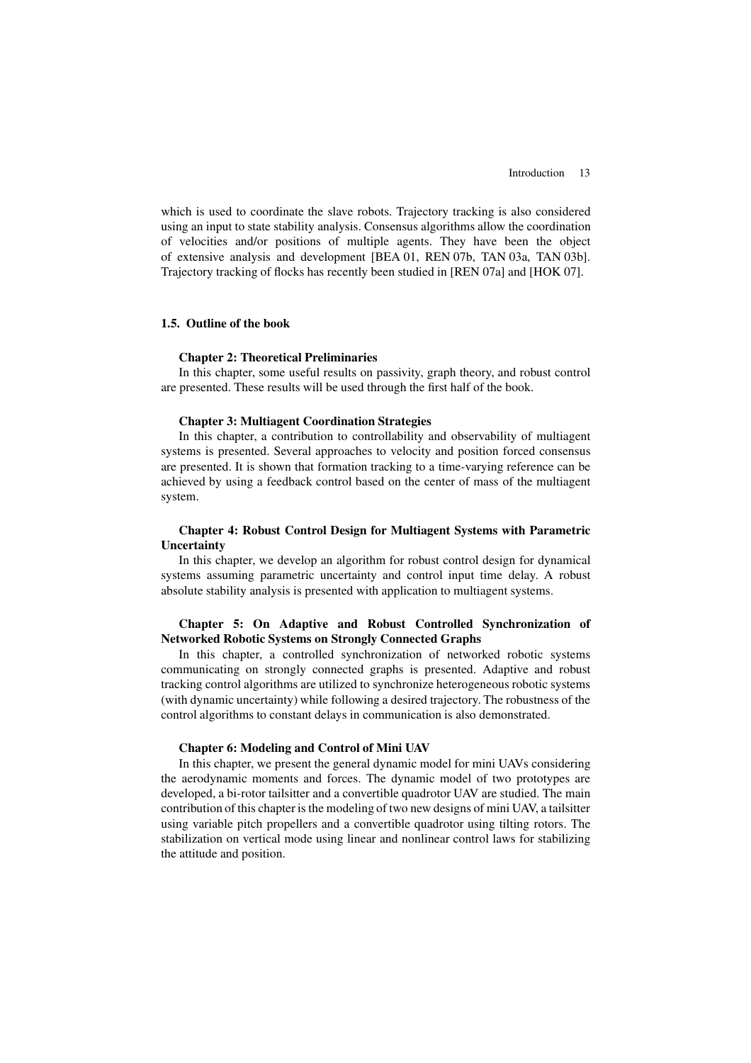which is used to coordinate the slave robots. Trajectory tracking is also considered using an input to state stability analysis. Consensus algorithms allow the coordination of velocities and/or positions of multiple agents. They have been the object of extensive analysis and development [BEA 01, REN 07b, TAN 03a, TAN 03b]. Trajectory tracking of flocks has recently been studied in [REN 07a] and [HOK 07].

## 1.5. Outline of the book

**Chapter 2: Theoretical Preliminaries**

In this chapter, some useful results on passivity, graph theory, and robust control are presented. These results will be used through the first half of the book.

**Chapter 3: Multiagent Coordination Strategies**

In this chapter, a contribution to controllability and observability of multiagent systems is presented. Several approaches to velocity and position forced consensus are presented. It is shown that formation tracking to a time-varying reference can be achieved by using a feedback control based on the center of mass of the multiagent system.

**Chapter 4: Robust Control Design for Multiagent Systems with Parametric Uncertainty**

In this chapter, we develop an algorithm for robust control design for dynamical systems assuming parametric uncertainty and control input time delay. A robust absolute stability analysis is presented with application to multiagent systems.

**Chapter 5: On Adaptive and Robust Controlled Synchronization of Networked Robotic Systems on Strongly Connected Graphs**

In this chapter, a controlled synchronization of networked robotic systems communicating on strongly connected graphs is presented. Adaptive and robust tracking control algorithms are utilized to synchronize heterogeneous robotic systems (with dynamic uncertainty) while following a desired trajectory. The robustness of the control algorithms to constant delays in communication is also demonstrated.

**Chapter 6: Modeling and Control of Mini UAV**

In this chapter, we present the general dynamic model for mini UAVs considering the aerodynamic moments and forces. The dynamic model of two prototypes are developed, a bi-rotor tailsitter and a convertible quadrotor UAV are studied. The main contribution of this chapter is the modeling of two new designs of mini UAV, a tailsitter using variable pitch propellers and a convertible quadrotor using tilting rotors. The stabilization on vertical mode using linear and nonlinear control laws for stabilizing the attitude and position.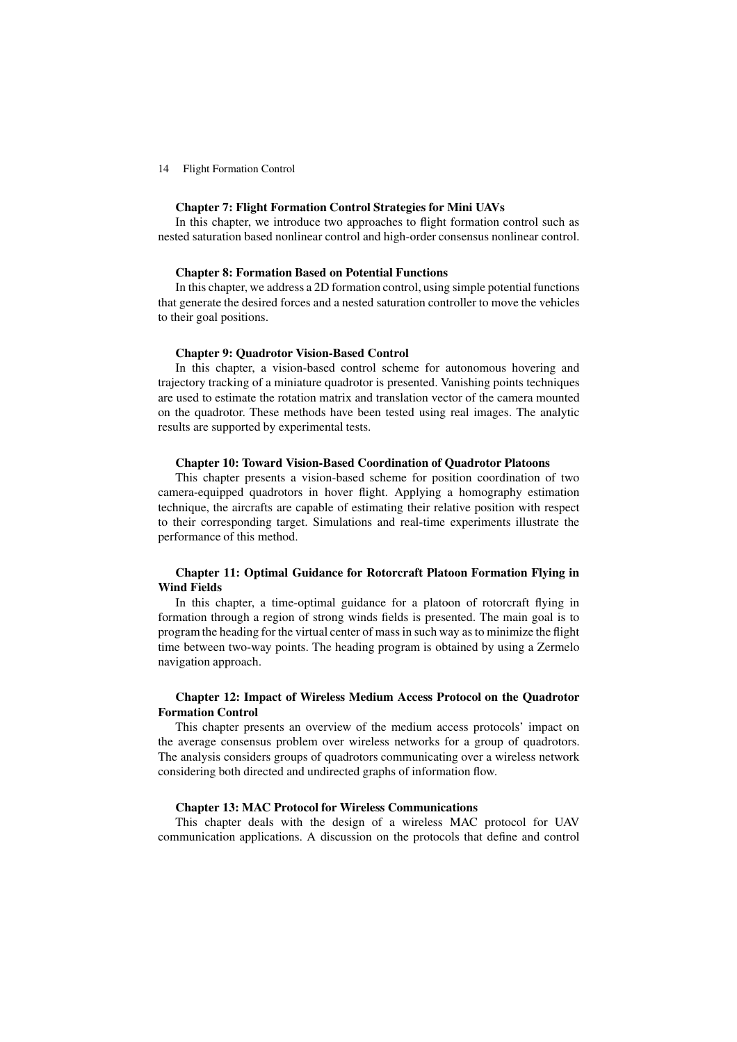**Chapter 7: Flight Formation Control Strategies for Mini UAVs**

In this chapter, we introduce two approaches to flight formation control such as nested saturation based nonlinear control and high-order consensus nonlinear control.

**Chapter 8: Formation Based on Potential Functions**

In this chapter, we address a 2D formation control, using simple potential functions that generate the desired forces and a nested saturation controller to move the vehicles to their goal positions.

**Chapter 9: Quadrotor Vision-Based Control**

In this chapter, a vision-based control scheme for autonomous hovering and trajectory tracking of a miniature quadrotor is presented. Vanishing points techniques are used to estimate the rotation matrix and translation vector of the camera mounted on the quadrotor. These methods have been tested using real images. The analytic results are supported by experimental tests.

**Chapter 10: Toward Vision-Based Coordination of Quadrotor Platoons**

This chapter presents a vision-based scheme for position coordination of two camera-equipped quadrotors in hover flight. Applying a homography estimation technique, the aircrafts are capable of estimating their relative position with respect to their corresponding target. Simulations and real-time experiments illustrate the performance of this method.

**Chapter 11: Optimal Guidance for Rotorcraft Platoon Formation Flying in Wind Fields**

In this chapter, a time-optimal guidance for a platoon of rotorcraft flying in formation through a region of strong winds fields is presented. The main goal is to program the heading for the virtual center of mass in such way as to minimize the flight time between two-way points. The heading program is obtained by using a Zermelo navigation approach.

**Chapter 12: Impact of Wireless Medium Access Protocol on the Quadrotor Formation Control**

This chapter presents an overview of the medium access protocols' impact on the average consensus problem over wireless networks for a group of quadrotors. The analysis considers groups of quadrotors communicating over a wireless network considering both directed and undirected graphs of information flow.

**Chapter 13: MAC Protocol for Wireless Communications**

This chapter deals with the design of a wireless MAC protocol for UAV communication applications. A discussion on the protocols that define and control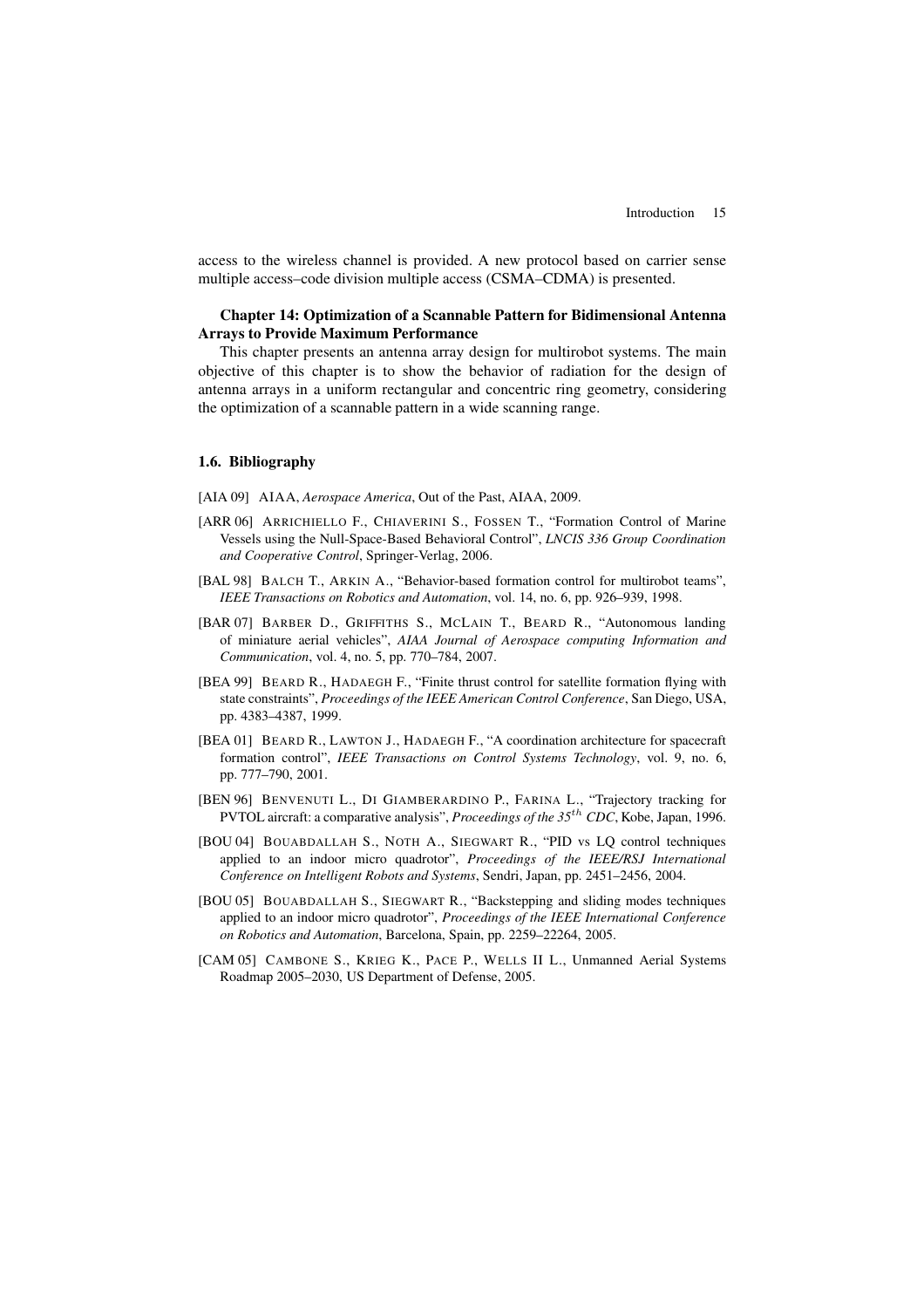access to the wireless channel is provided. A new protocol based on carrier sense multiple access–code division multiple access (CSMA–CDMA) is presented.

**Chapter 14: Optimization of a Scannable Pattern for Bidimensional Antenna Arrays to Provide Maximum Performance**

This chapter presents an antenna array design for multirobot systems. The main objective of this chapter is to show the behavior of radiation for the design of antenna arrays in a uniform rectangular and concentric ring geometry, considering the optimization of a scannable pattern in a wide scanning range.

### 1.6. Bibliography

[AIA 09] AIAA, *Aerospace America*, Out of the Past, AIAA, 2009.

[ARR 06] ARRICHIELLO F., CHIAVERINI S., FOSSEN T., "Formation Control of Marine Vessels using the Null-Space-Based Behavioral Control", *LNCIS 336 Group Coordination and Cooperative Control*, Springer-Verlag, 2006.

[BAL 98] BALCH T., ARKIN A., "Behavior-based formation control for multirobot teams", *IEEE Transactions on Robotics and Automation*, vol. 14, no. 6, pp. 926–939, 1998.

[BAR 07] BARBER D., GRIFFITHS S., MCLAIN T., BEARD R., "Autonomous landing of miniature aerial vehicles", *AIAA Journal of Aerospace computing Information and Communication*, vol. 4, no. 5, pp. 770–784, 2007.

[BEA 99] BEARD R., HADAEGH F., "Finite thrust control for satellite formation flying with state constraints", *Proceedings of the IEEE American Control Conference*, San Diego, USA, pp. 4383–4387, 1999.

[BEA 01] BEARD R., LAWTON J., HADAEGH F., "A coordination architecture for spacecraft formation control", *IEEE Transactions on Control Systems Technology*, vol. 9, no. 6, pp. 777–790, 2001.

[BEN 96] BENVENUTI L., DI GIAMBERARDINO P., FARINA L., "Trajectory tracking for PVTOL aircraft: a comparative analysis", *Proceedings of the 35$^{th}$ CDC*, Kobe, Japan, 1996.

[BOU 04] BOUABDALLAH S., NOTH A., SIEGWART R., "PID vs LQ control techniques applied to an indoor micro quadrotor", *Proceedings of the IEEE/RSJ International Conference on Intelligent Robots and Systems*, Sendri, Japan, pp. 2451–2456, 2004.

[BOU 05] BOUABDALLAH S., SIEGWART R., "Backstepping and sliding modes techniques applied to an indoor micro quadrotor", *Proceedings of the IEEE International Conference on Robotics and Automation*, Barcelona, Spain, pp. 2259–22264, 2005.

[CAM 05] CAMBONE S., KRIEG K., PACE P., WELLS II L., Unmanned Aerial Systems Roadmap 2005–2030, US Department of Defense, 2005.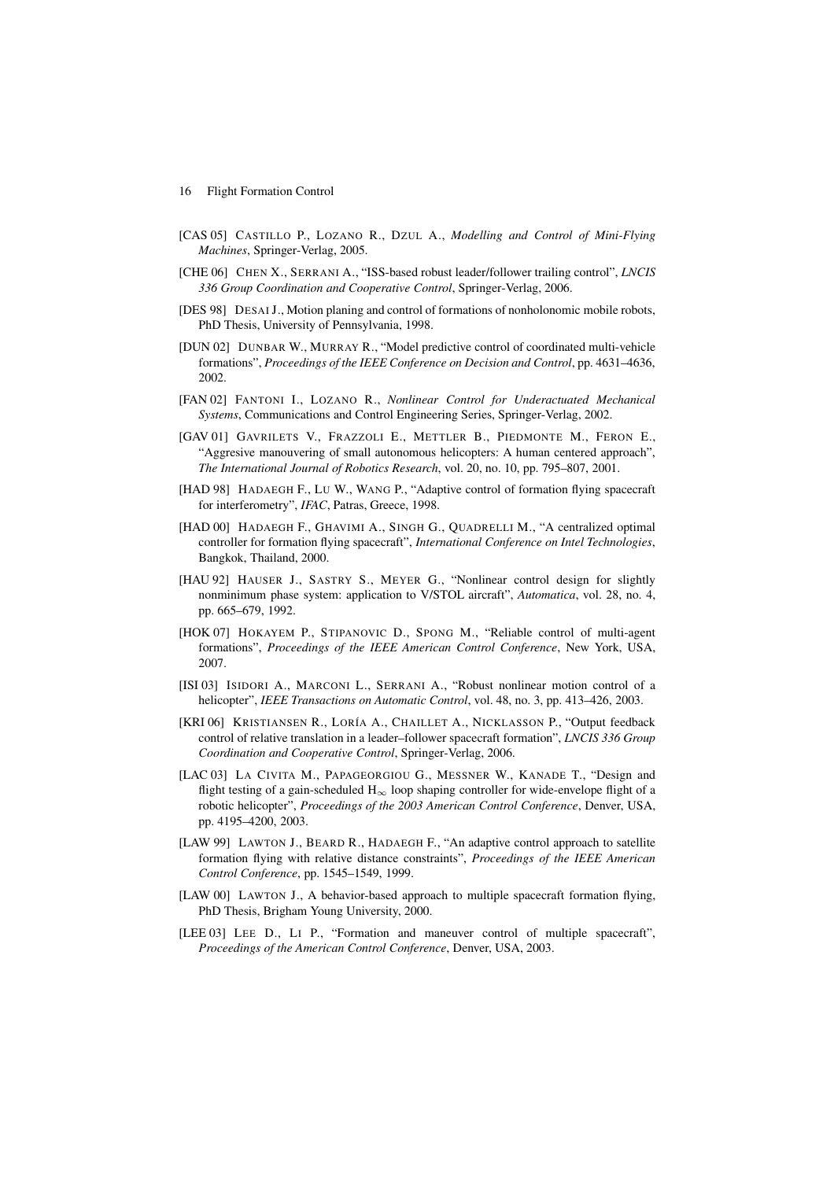[CAS 05] CASTILLO P., LOZANO R., DZUL A., *Modelling and Control of Mini-Flying Machines*, Springer-Verlag, 2005.

[CHE 06] CHEN X., SERRANI A., "ISS-based robust leader/follower trailing control", *LNCIS 336 Group Coordination and Cooperative Control*, Springer-Verlag, 2006.

[DES 98] DESAI J., Motion planing and control of formations of nonholonomic mobile robots, PhD Thesis, University of Pennsylvania, 1998.

[DUN 02] DUNBAR W., MURRAY R., "Model predictive control of coordinated multi-vehicle formations", *Proceedings of the IEEE Conference on Decision and Control*, pp. 4631–4636, 2002.

[FAN 02] FANTONI I., LOZANO R., *Nonlinear Control for Underactuated Mechanical Systems*, Communications and Control Engineering Series, Springer-Verlag, 2002.

[GAV 01] GAVRILETS V., FRAZZOLI E., METTLER B., PIEDMONTE M., FERON E., "Aggresive manouvering of small autonomous helicopters: A human centered approach", *The International Journal of Robotics Research*, vol. 20, no. 10, pp. 795–807, 2001.

[HAD 98] HADAEGH F., LU W., WANG P., "Adaptive control of formation flying spacecraft for interferometry", *IFAC*, Patras, Greece, 1998.

[HAD 00] HADAEGH F., GHAVIMI A., SINGH G., QUADRELLI M., "A centralized optimal controller for formation flying spacecraft", *International Conference on Intel Technologies*, Bangkok, Thailand, 2000.

[HAU 92] HAUSER J., SASTRY S., MEYER G., "Nonlinear control design for slightly nonminimum phase system: application to V/STOL aircraft", *Automatica*, vol. 28, no. 4, pp. 665–679, 1992.

[HOK 07] HOKAYEM P., STIPANOVIC D., SPONG M., "Reliable control of multi-agent formations", *Proceedings of the IEEE American Control Conference*, New York, USA, 2007.

[ISI 03] ISIDORI A., MARCONI L., SERRANI A., "Robust nonlinear motion control of a helicopter", *IEEE Transactions on Automatic Control*, vol. 48, no. 3, pp. 413–426, 2003.

[KRI 06] KRISTIANSEN R., LORÍA A., CHAILLET A., NICKLASSON P., "Output feedback control of relative translation in a leader–follower spacecraft formation", *LNCIS 336 Group Coordination and Cooperative Control*, Springer-Verlag, 2006.

[LAC 03] LA CIVITA M., PAPAGEORGIOU G., MESSNER W., KANADE T., "Design and flight testing of a gain-scheduled $H_\infty$ loop shaping controller for wide-envelope flight of a robotic helicopter", *Proceedings of the 2003 American Control Conference*, Denver, USA, pp. 4195–4200, 2003.

[LAW 99] LAWTON J., BEARD R., HADAEGH F., "An adaptive control approach to satellite formation flying with relative distance constraints", *Proceedings of the IEEE American Control Conference*, pp. 1545–1549, 1999.

[LAW 00] LAWTON J., A behavior-based approach to multiple spacecraft formation flying, PhD Thesis, Brigham Young University, 2000.

[LEE 03] LEE D., LI P., "Formation and maneuver control of multiple spacecraft", *Proceedings of the American Control Conference*, Denver, USA, 2003.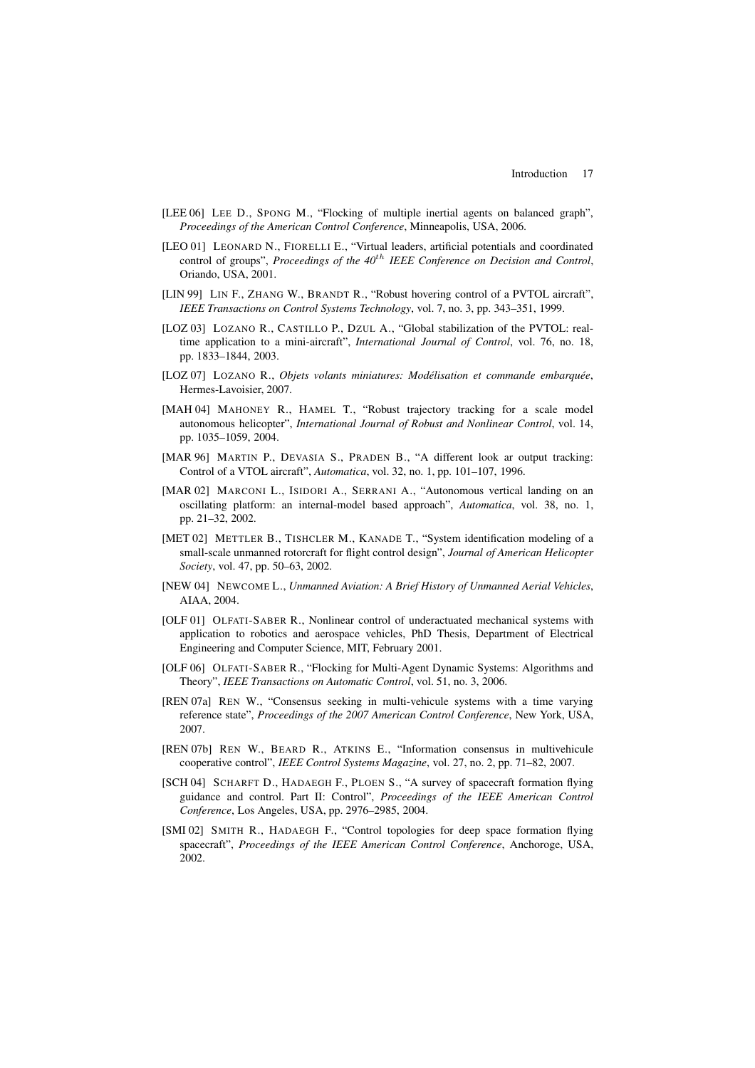[LEE 06] LEE D., SPONG M., "Flocking of multiple inertial agents on balanced graph", *Proceedings of the American Control Conference*, Minneapolis, USA, 2006.

[LEO 01] LEONARD N., FIORELLI E., "Virtual leaders, artificial potentials and coordinated control of groups", *Proceedings of the 40$^{th}$ IEEE Conference on Decision and Control*, Oriando, USA, 2001.

[LIN 99] LIN F., ZHANG W., BRANDT R., "Robust hovering control of a PVTOL aircraft", *IEEE Transactions on Control Systems Technology*, vol. 7, no. 3, pp. 343–351, 1999.

[LOZ 03] LOZANO R., CASTILLO P., DZUL A., "Global stabilization of the PVTOL: real-time application to a mini-aircraft", *International Journal of Control*, vol. 76, no. 18, pp. 1833–1844, 2003.

[LOZ 07] LOZANO R., *Objets volants miniatures: Modélisation et commande embarquée*, Hermes-Lavoisier, 2007.

[MAH 04] MAHONEY R., HAMEL T., "Robust trajectory tracking for a scale model autonomous helicopter", *International Journal of Robust and Nonlinear Control*, vol. 14, pp. 1035–1059, 2004.

[MAR 96] MARTIN P., DEVASIA S., PRADEN B., "A different look ar output tracking: Control of a VTOL aircraft", *Automatica*, vol. 32, no. 1, pp. 101–107, 1996.

[MAR 02] MARCONI L., ISIDORI A., SERRANI A., "Autonomous vertical landing on an oscillating platform: an internal-model based approach", *Automatica*, vol. 38, no. 1, pp. 21–32, 2002.

[MET 02] METTLER B., TISHCLER M., KANADE T., "System identification modeling of a small-scale unmanned rotorcraft for flight control design", *Journal of American Helicopter Society*, vol. 47, pp. 50–63, 2002.

[NEW 04] NEWCOME L., *Unmanned Aviation: A Brief History of Unmanned Aerial Vehicles*, AIAA, 2004.

[OLF 01] OLFATI-SABER R., Nonlinear control of underactuated mechanical systems with application to robotics and aerospace vehicles, PhD Thesis, Department of Electrical Engineering and Computer Science, MIT, February 2001.

[OLF 06] OLFATI-SABER R., "Flocking for Multi-Agent Dynamic Systems: Algorithms and Theory", *IEEE Transactions on Automatic Control*, vol. 51, no. 3, 2006.

[REN 07a] REN W., "Consensus seeking in multi-vehicule systems with a time varying reference state", *Proceedings of the 2007 American Control Conference*, New York, USA, 2007.

[REN 07b] REN W., BEARD R., ATKINS E., "Information consensus in multivehicule cooperative control", *IEEE Control Systems Magazine*, vol. 27, no. 2, pp. 71–82, 2007.

[SCH 04] SCHARFT D., HADAEGH F., PLOEN S., "A survey of spacecraft formation flying guidance and control. Part II: Control", *Proceedings of the IEEE American Control Conference*, Los Angeles, USA, pp. 2976–2985, 2004.

[SMI 02] SMITH R., HADAEGH F., "Control topologies for deep space formation flying spacecraft", *Proceedings of the IEEE American Control Conference*, Anchoroge, USA, 2002.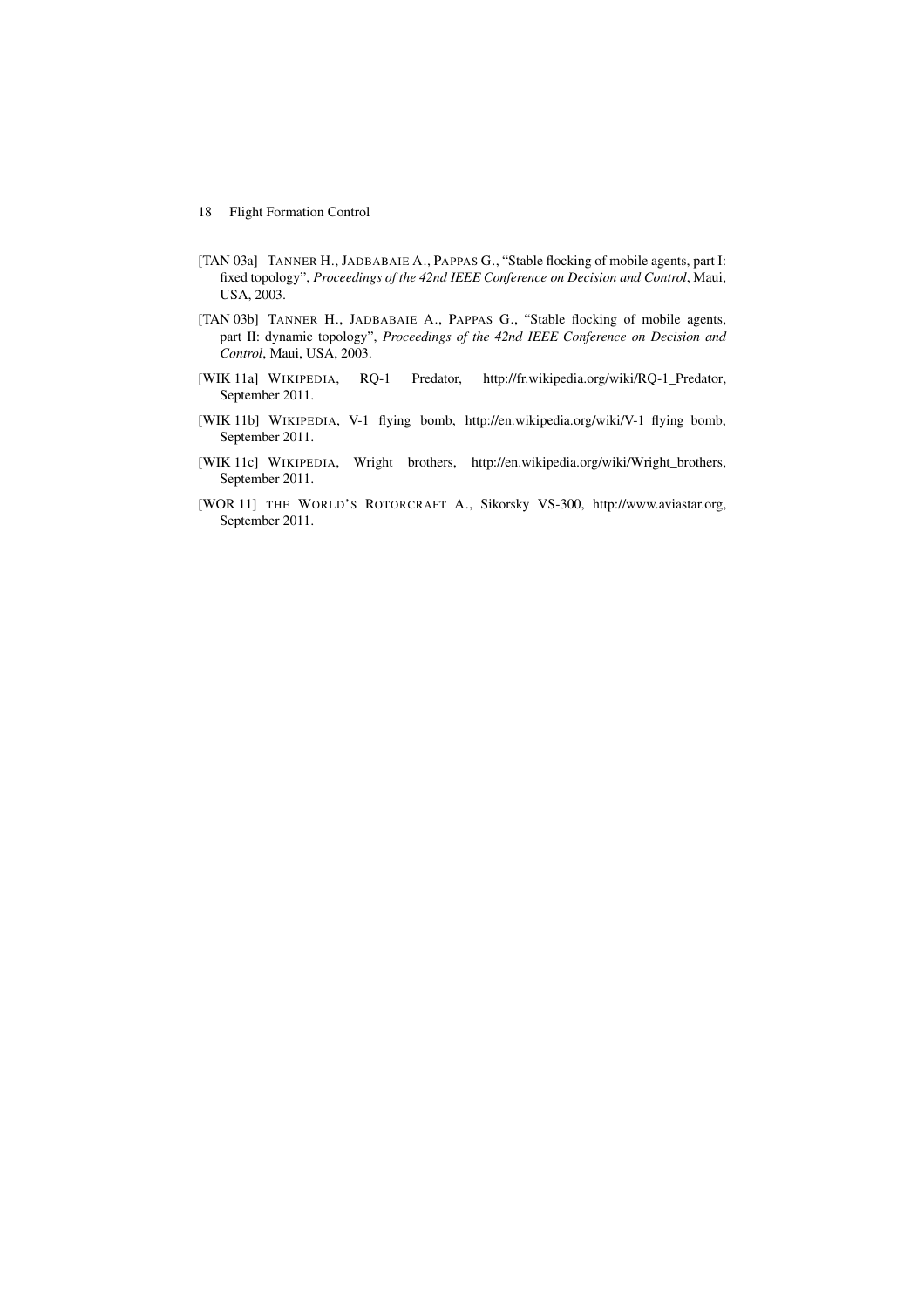[TAN 03a] TANNER H., JADBABAIE A., PAPPAS G., "Stable flocking of mobile agents, part I: fixed topology", *Proceedings of the 42nd IEEE Conference on Decision and Control*, Maui, USA, 2003.

[TAN 03b] TANNER H., JADBABAIE A., PAPPAS G., "Stable flocking of mobile agents, part II: dynamic topology", *Proceedings of the 42nd IEEE Conference on Decision and Control*, Maui, USA, 2003.

[WIK 11a] WIKIPEDIA, RQ-1 Predator, http://fr.wikipedia.org/wiki/RQ-1_Predator, September 2011.

[WIK 11b] WIKIPEDIA, V-1 flying bomb, http://en.wikipedia.org/wiki/V-1_flying_bomb, September 2011.

[WIK 11c] WIKIPEDIA, Wright brothers, http://en.wikipedia.org/wiki/Wright_brothers, September 2011.

[WOR 11] THE WORLD'S ROTORCRAFT A., Sikorsky VS-300, http://www.aviastar.org, September 2011.